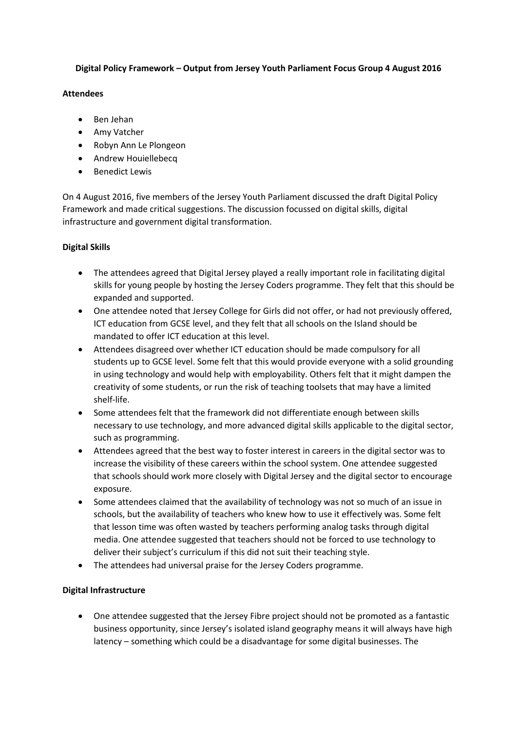**Digital Policy Framework – Output from Jersey Youth Parliament Focus Group 4 August 2016**

**Attendees**

- Ben Jehan
- Amy Vatcher
- Robyn Ann Le Plongeon
- Andrew Houiellebecq
- Benedict Lewis

On 4 August 2016, five members of the Jersey Youth Parliament discussed the draft Digital Policy Framework and made critical suggestions. The discussion focussed on digital skills, digital infrastructure and government digital transformation.

**Digital Skills**

- The attendees agreed that Digital Jersey played a really important role in facilitating digital skills for young people by hosting the Jersey Coders programme. They felt that this should be expanded and supported.
- One attendee noted that Jersey College for Girls did not offer, or had not previously offered, ICT education from GCSE level, and they felt that all schools on the Island should be mandated to offer ICT education at this level.
- Attendees disagreed over whether ICT education should be made compulsory for all students up to GCSE level. Some felt that this would provide everyone with a solid grounding in using technology and would help with employability. Others felt that it might dampen the creativity of some students, or run the risk of teaching toolsets that may have a limited shelf-life.
- Some attendees felt that the framework did not differentiate enough between skills necessary to use technology, and more advanced digital skills applicable to the digital sector, such as programming.
- Attendees agreed that the best way to foster interest in careers in the digital sector was to increase the visibility of these careers within the school system. One attendee suggested that schools should work more closely with Digital Jersey and the digital sector to encourage exposure.
- Some attendees claimed that the availability of technology was not so much of an issue in schools, but the availability of teachers who knew how to use it effectively was. Some felt that lesson time was often wasted by teachers performing analog tasks through digital media. One attendee suggested that teachers should not be forced to use technology to deliver their subject's curriculum if this did not suit their teaching style.
- The attendees had universal praise for the Jersey Coders programme.

**Digital Infrastructure**

- One attendee suggested that the Jersey Fibre project should not be promoted as a fantastic business opportunity, since Jersey's isolated island geography means it will always have high latency – something which could be a disadvantage for some digital businesses. The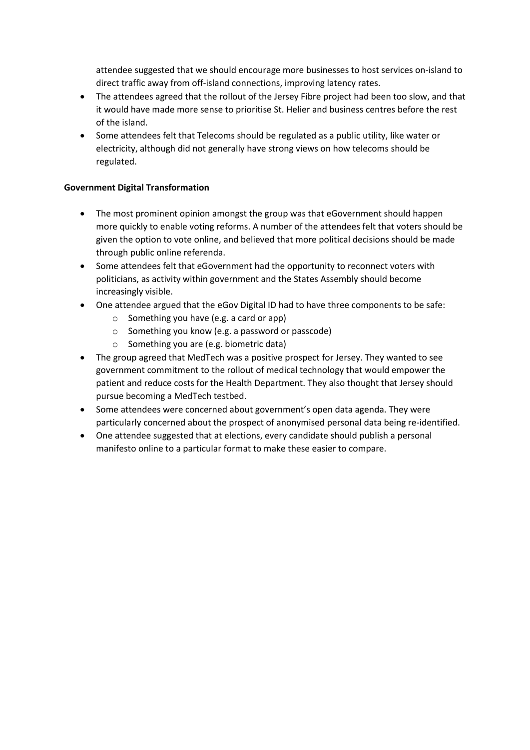attendee suggested that we should encourage more businesses to host services on-island to direct traffic away from off-island connections, improving latency rates.

- The attendees agreed that the rollout of the Jersey Fibre project had been too slow, and that it would have made more sense to prioritise St. Helier and business centres before the rest of the island.
- Some attendees felt that Telecoms should be regulated as a public utility, like water or electricity, although did not generally have strong views on how telecoms should be regulated.

**Government Digital Transformation**

- The most prominent opinion amongst the group was that eGovernment should happen more quickly to enable voting reforms. A number of the attendees felt that voters should be given the option to vote online, and believed that more political decisions should be made through public online referenda.
- Some attendees felt that eGovernment had the opportunity to reconnect voters with politicians, as activity within government and the States Assembly should become increasingly visible.
- One attendee argued that the eGov Digital ID had to have three components to be safe:
  - Something you have (e.g. a card or app)
  - Something you know (e.g. a password or passcode)
  - Something you are (e.g. biometric data)
- The group agreed that MedTech was a positive prospect for Jersey. They wanted to see government commitment to the rollout of medical technology that would empower the patient and reduce costs for the Health Department. They also thought that Jersey should pursue becoming a MedTech testbed.
- Some attendees were concerned about government's open data agenda. They were particularly concerned about the prospect of anonymised personal data being re-identified.
- One attendee suggested that at elections, every candidate should publish a personal manifesto online to a particular format to make these easier to compare.